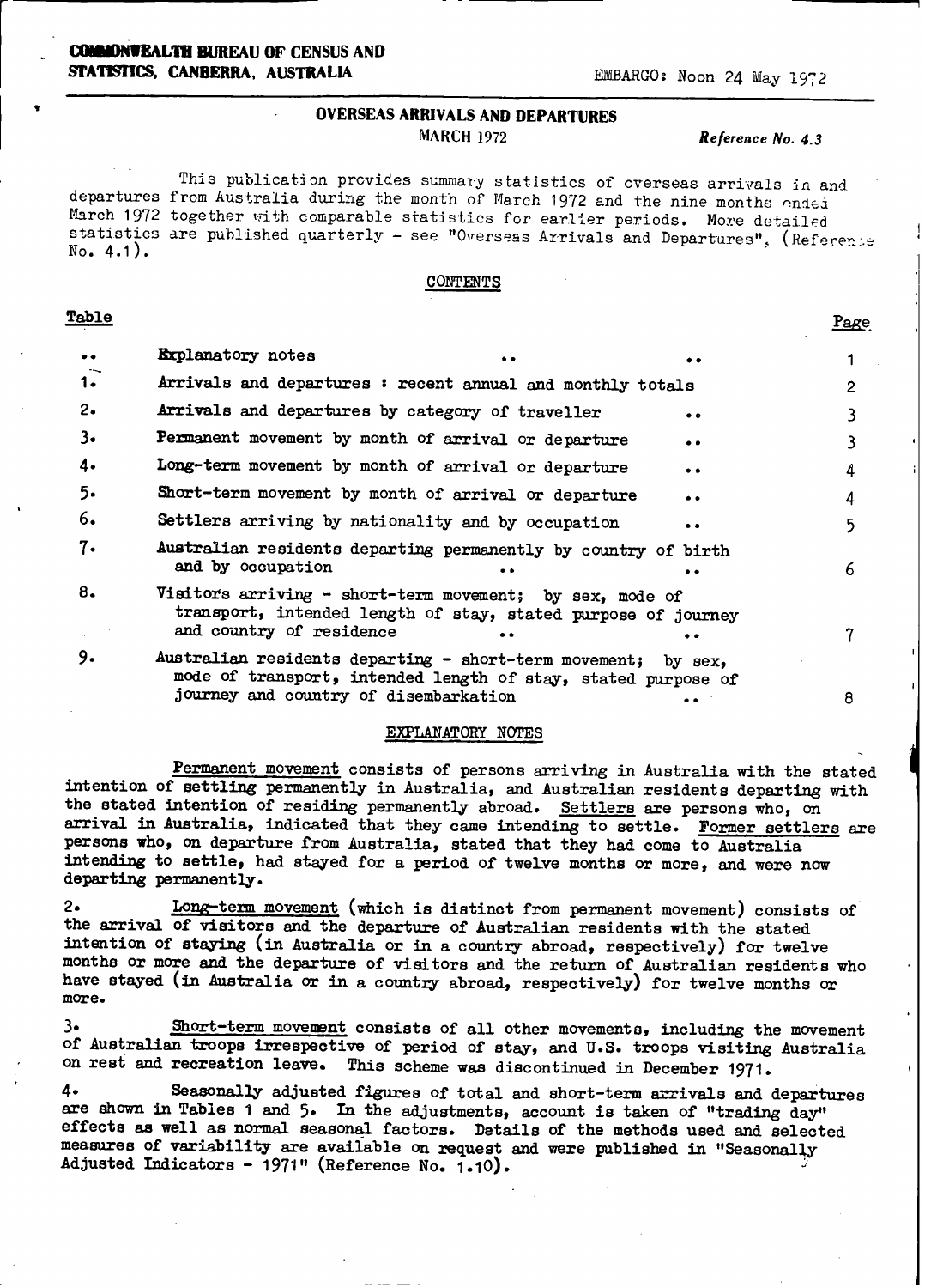**COMMONWEALTH BUREAU OF CENSUS AND STATISTICS, CANBERRA, AUSTRALIA**

EMBARGO: Noon 24 May 1972

# OVERSEAS ARRIVALS AND DEPARTURES

MARCH 1972

*Reference No. 4.3*

This publication provides summary statistics of overseas arrivals in and departures from Australia during the month of March 1972 and the nine months ended March 1972 together with comparable statistics for earlier periods. More detailed statistics are published quarterly - see "Overseas Arrivals and Departures", (Reference No. 4.1).

## CONTENTS

| Table | | Page |
|---|---|---|
| .. | Explanatory notes .. .. | 1 |
| 1. | Arrivals and departures : recent annual and monthly totals | 2 |
| 2. | Arrivals and departures by category of traveller .. | 3 |
| 3. | Permanent movement by month of arrival or departure .. | 3 |
| 4. | Long-term movement by month of arrival or departure .. | 4 |
| 5. | Short-term movement by month of arrival or departure .. | 4 |
| 6. | Settlers arriving by nationality and by occupation .. | 5 |
| 7. | Australian residents departing permanently by country of birth and by occupation .. .. | 6 |
| 8. | Visitors arriving - short-term movement; by sex, mode of transport, intended length of stay, stated purpose of journey and country of residence .. .. | 7 |
| 9. | Australian residents departing - short-term movement; by sex, mode of transport, intended length of stay, stated purpose of journey and country of disembarkation .. | 8 |

## EXPLANATORY NOTES

<u>Permanent movement</u> consists of persons arriving in Australia with the stated intention of settling permanently in Australia, and Australian residents departing with the stated intention of residing permanently abroad. <u>Settlers</u> are persons who, on arrival in Australia, indicated that they came intending to settle. <u>Former settlers</u> are persons who, on departure from Australia, stated that they had come to Australia intending to settle, had stayed for a period of twelve months or more, and were now departing permanently.

2. <u>Long-term movement</u> (which is distinct from permanent movement) consists of the arrival of visitors and the departure of Australian residents with the stated intention of staying (in Australia or in a country abroad, respectively) for twelve months or more and the departure of visitors and the return of Australian residents who have stayed (in Australia or in a country abroad, respectively) for twelve months or more.

3. <u>Short-term movement</u> consists of all other movements, including the movement of Australian troops irrespective of period of stay, and U.S. troops visiting Australia on rest and recreation leave. This scheme was discontinued in December 1971.

4. Seasonally adjusted figures of total and short-term arrivals and departures are shown in Tables 1 and 5. In the adjustments, account is taken of "trading day" effects as well as normal seasonal factors. Details of the methods used and selected measures of variability are available on request and were published in "Seasonally Adjusted Indicators - 1971" (Reference No. 1.10).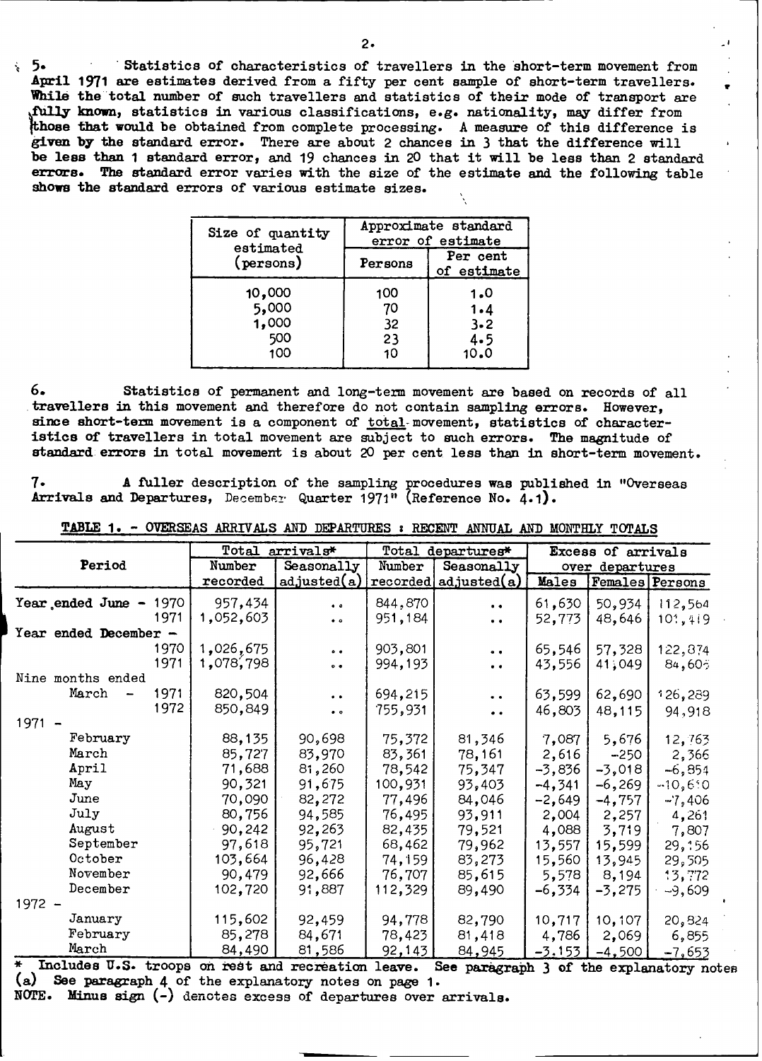5. Statistics of characteristics of travellers in the short-term movement from April 1971 are estimates derived from a fifty per cent sample of short-term travellers. While the total number of such travellers and statistics of their mode of transport are fully known, statistics in various classifications, e.g. nationality, may differ from those that would be obtained from complete processing. A measure of this difference is given by the standard error. There are about 2 chances in 3 that the difference will be less than 1 standard error, and 19 chances in 20 that it will be less than 2 standard errors. The standard error varies with the size of the estimate and the following table shows the standard errors of various estimate sizes.

| Size of quantity estimated (persons) | Approximate standard error of estimate | |
|---|---|---|
| | Persons | Per cent of estimate |
| 10,000 | 100 | 1.0 |
| 5,000 | 70 | 1.4 |
| 1,000 | 32 | 3.2 |
| 500 | 23 | 4.5 |
| 100 | 10 | 10.0 |

6. Statistics of permanent and long-term movement are based on records of all travellers in this movement and therefore do not contain sampling errors. However, since short-term movement is a component of total movement, statistics of characteristics of travellers in total movement are subject to such errors. The magnitude of standard errors in total movement is about 20 per cent less than in short-term movement.

7. A fuller description of the sampling procedures was published in "Overseas Arrivals and Departures, December Quarter 1971" (Reference No. 4.1).

**TABLE 1. - OVERSEAS ARRIVALS AND DEPARTURES : RECENT ANNUAL AND MONTHLY TOTALS**

| Period | Total arrivals* | | Total departures* | | Excess of arrivals over departures | | |
|---|---|---|---|---|---|---|---|
| | Number recorded | Seasonally adjusted(a) | Number recorded | Seasonally adjusted(a) | Males | Females | Persons |
| Year ended June - 1970 | 957,434 | .. | 844,870 | .. | 61,630 | 50,934 | 112,564 |
| 1971 | 1,052,603 | .. | 951,184 | .. | 52,773 | 48,646 | 101,419 |
| Year ended December - | | | | | | | |
| 1970 | 1,026,675 | .. | 903,801 | .. | 65,546 | 57,328 | 122,874 |
| 1971 | 1,078,798 | .. | 994,193 | .. | 43,556 | 41,049 | 84,605 |
| Nine months ended | | | | | | | |
| March - 1971 | 820,504 | .. | 694,215 | .. | 63,599 | 62,690 | 126,289 |
| 1972 | 850,849 | .. | 755,931 | .. | 46,803 | 48,115 | 94,918 |
| 1971 - | | | | | | | |
| February | 88,135 | 90,698 | 75,372 | 81,346 | 7,087 | 5,676 | 12,763 |
| March | 85,727 | 83,970 | 83,361 | 78,161 | 2,616 | -250 | 2,366 |
| April | 71,688 | 81,260 | 78,542 | 75,347 | -3,836 | -3,018 | -6,854 |
| May | 90,321 | 91,675 | 100,931 | 93,403 | -4,341 | -6,269 | -10,610 |
| June | 70,090 | 82,272 | 77,496 | 84,046 | -2,649 | -4,757 | -7,406 |
| July | 80,756 | 94,585 | 76,495 | 93,911 | 2,004 | 2,257 | 4,261 |
| August | 90,242 | 92,263 | 82,435 | 79,521 | 4,088 | 3,719 | 7,807 |
| September | 97,618 | 95,721 | 68,462 | 79,962 | 13,557 | 15,599 | 29,156 |
| October | 103,664 | 96,428 | 74,159 | 83,273 | 15,560 | 13,945 | 29,505 |
| November | 90,479 | 92,666 | 76,707 | 85,615 | 5,578 | 8,194 | 13,772 |
| December | 102,720 | 91,887 | 112,329 | 89,490 | -6,334 | -3,275 | -9,609 |
| 1972 - | | | | | | | |
| January | 115,602 | 92,459 | 94,778 | 82,790 | 10,717 | 10,107 | 20,824 |
| February | 85,278 | 84,671 | 78,423 | 81,418 | 4,786 | 2,069 | 6,855 |
| March | 84,490 | 81,586 | 92,143 | 84,945 | -3,153 | -4,500 | -7,653 |

\* Includes U.S. troops on rest and recreation leave. See paragraph 3 of the explanatory notes
(a) See paragraph 4 of the explanatory notes on page 1.
NOTE. Minus sign (-) denotes excess of departures over arrivals.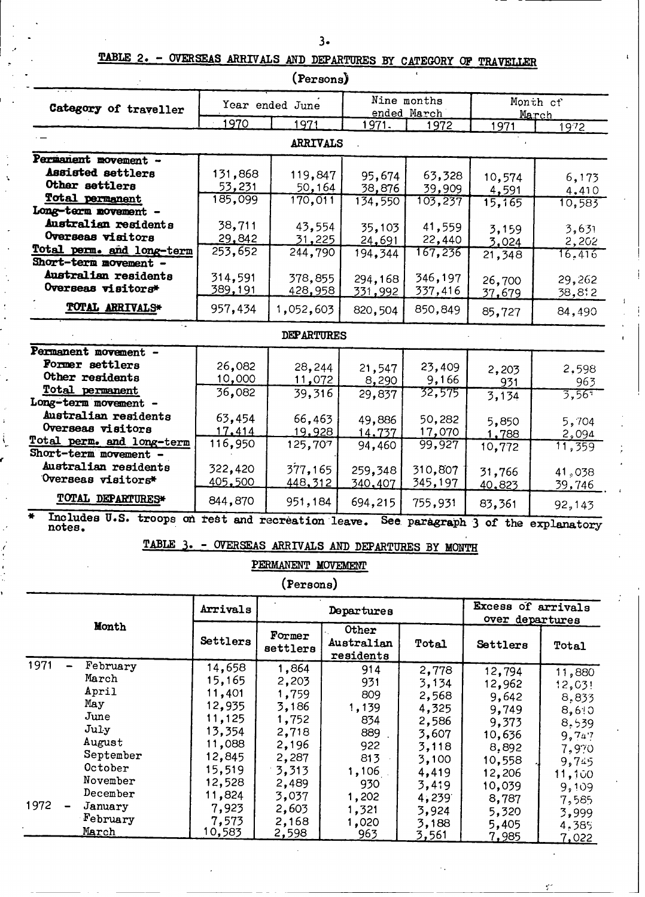## TABLE 2. - OVERSEAS ARRIVALS AND DEPARTURES BY CATEGORY OF TRAVELLER

(Persons)

| Category of traveller | Year ended June | | Nine months ended March | | Month of March | |
|---|---|---|---|---|---|---|
| | 1970 | 1971 | 1971 | 1972 | 1971 | 1972 |
| **ARRIVALS** | | | | | | |
| **Permanent movement -** | | | | | | |
| **Assisted settlers** | 131,868 | 119,847 | 95,674 | 63,328 | 10,574 | 6,173 |
| **Other settlers** | 53,231 | 50,164 | 38,876 | 39,909 | 4,591 | 4,410 |
| **Total permanent** | 185,099 | 170,011 | 134,550 | 103,237 | 15,165 | 10,583 |
| **Long-term movement -** | | | | | | |
| **Australian residents** | 38,711 | 43,554 | 35,103 | 41,559 | 3,159 | 3,631 |
| **Overseas visitors** | 29,842 | 31,225 | 24,691 | 22,440 | 3,024 | 2,202 |
| **Total perm. and long-term** | 253,652 | 244,790 | 194,344 | 167,236 | 21,348 | 16,416 |
| **Short-term movement -** | | | | | | |
| **Australian residents** | 314,591 | 378,855 | 294,168 | 346,197 | 26,700 | 29,262 |
| **Overseas visitors*** | 389,191 | 428,958 | 331,992 | 337,416 | 37,679 | 38,812 |
| **TOTAL ARRIVALS*** | 957,434 | 1,052,603 | 820,504 | 850,849 | 85,727 | 84,490 |
| **DEPARTURES** | | | | | | |
| **Permanent movement -** | | | | | | |
| **Former settlers** | 26,082 | 28,244 | 21,547 | 23,409 | 2,203 | 2,598 |
| **Other residents** | 10,000 | 11,072 | 8,290 | 9,166 | 931 | 963 |
| **Total permanent** | 36,082 | 39,316 | 29,837 | 32,575 | 3,134 | 3,561 |
| **Long-term movement -** | | | | | | |
| **Australian residents** | 63,454 | 66,463 | 49,886 | 50,282 | 5,850 | 5,704 |
| **Overseas visitors** | 17,414 | 19,928 | 14,737 | 17,070 | 1,788 | 2,094 |
| **Total perm. and long-term** | 116,950 | 125,707 | 94,460 | 99,927 | 10,772 | 11,359 |
| **Short-term movement -** | | | | | | |
| **Australian residents** | 322,420 | 377,165 | 259,348 | 310,807 | 31,766 | 41,038 |
| **Overseas visitors*** | 405,500 | 448,312 | 340,407 | 345,197 | 40,823 | 39,746 |
| **TOTAL DEPARTURES*** | 844,870 | 951,184 | 694,215 | 755,931 | 83,361 | 92,143 |

\* Includes U.S. troops on rest and recreation leave. See paragraph 3 of the explanatory notes.

## TABLE 3. - OVERSEAS ARRIVALS AND DEPARTURES BY MONTH

### PERMANENT MOVEMENT

(Persons)

| Month | Arrivals | Departures | | | Excess of arrivals over departures | |
|---|---|---|---|---|---|---|
| | Settlers | Former settlers | Other Australian residents | Total | Settlers | Total |
| 1971 - February | 14,658 | 1,864 | 914 | 2,778 | 12,794 | 11,880 |
| March | 15,165 | 2,203 | 931 | 3,134 | 12,962 | 12,031 |
| April | 11,401 | 1,759 | 809 | 2,568 | 9,642 | 8,833 |
| May | 12,935 | 3,186 | 1,139 | 4,325 | 9,749 | 8,610 |
| June | 11,125 | 1,752 | 834 | 2,586 | 9,373 | 8,539 |
| July | 13,354 | 2,718 | 889 | 3,607 | 10,636 | 9,747 |
| August | 11,088 | 2,196 | 922 | 3,118 | 8,892 | 7,970 |
| September | 12,845 | 2,287 | 813 | 3,100 | 10,558 | 9,745 |
| October | 15,519 | 3,313 | 1,106 | 4,419 | 12,206 | 11,100 |
| November | 12,528 | 2,489 | 930 | 3,419 | 10,039 | 9,109 |
| December | 11,824 | 3,037 | 1,202 | 4,239 | 8,787 | 7,585 |
| 1972 - January | 7,923 | 2,603 | 1,321 | 3,924 | 5,320 | 3,999 |
| February | 7,573 | 2,168 | 1,020 | 3,188 | 5,405 | 4,385 |
| March | 10,583 | 2,598 | 963 | 3,561 | 7,985 | 7,022 |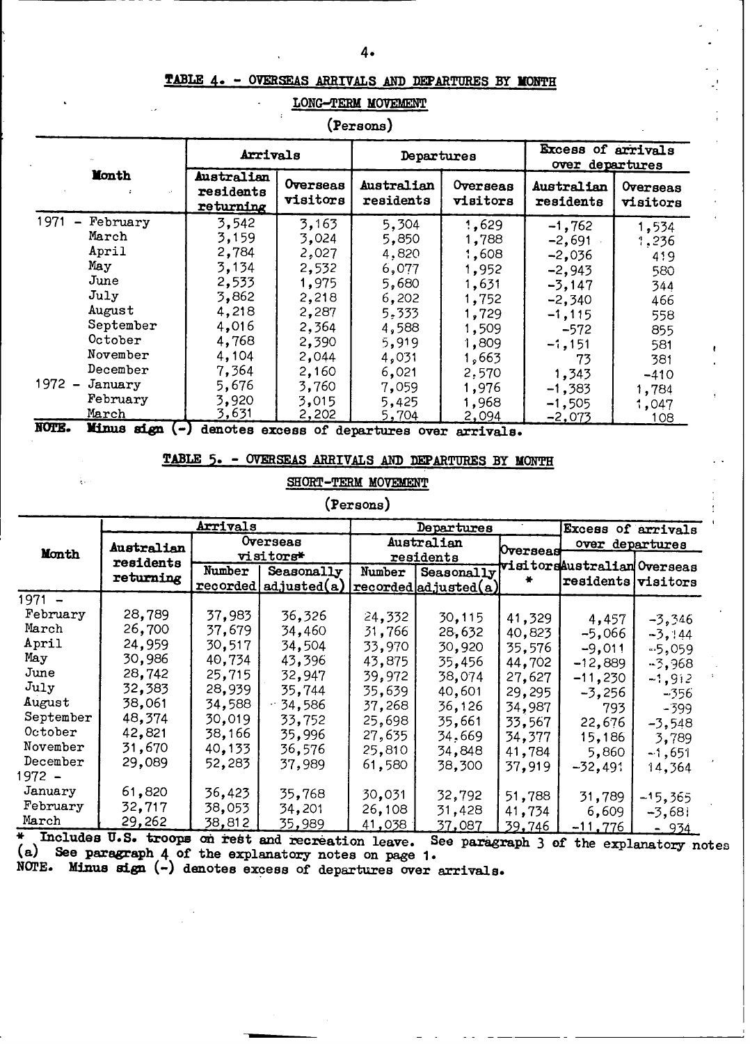## TABLE 4. - OVERSEAS ARRIVALS AND DEPARTURES BY MONTH

### LONG-TERM MOVEMENT

(Persons)

| Month | Arrivals | | Departures | | Excess of arrivals over departures | |
|---|---|---|---|---|---|---|
| | Australian residents returning | Overseas visitors | Australian residents | Overseas visitors | Australian residents | Overseas visitors |
| 1971 - February | 3,542 | 3,163 | 5,304 | 1,629 | -1,762 | 1,534 |
| March | 3,159 | 3,024 | 5,850 | 1,788 | -2,691 | 1,236 |
| April | 2,784 | 2,027 | 4,820 | 1,608 | -2,036 | 419 |
| May | 3,134 | 2,532 | 6,077 | 1,952 | -2,943 | 580 |
| June | 2,533 | 1,975 | 5,680 | 1,631 | -3,147 | 344 |
| July | 3,862 | 2,218 | 6,202 | 1,752 | -2,340 | 466 |
| August | 4,218 | 2,287 | 5,333 | 1,729 | -1,115 | 558 |
| September | 4,016 | 2,364 | 4,588 | 1,509 | -572 | 855 |
| October | 4,768 | 2,390 | 5,919 | 1,809 | -1,151 | 581 |
| November | 4,104 | 2,044 | 4,031 | 1,663 | 73 | 381 |
| December | 7,364 | 2,160 | 6,021 | 2,570 | 1,343 | -410 |
| 1972 - January | 5,676 | 3,760 | 7,059 | 1,976 | -1,383 | 1,784 |
| February | 3,920 | 3,015 | 5,425 | 1,968 | -1,505 | 1,047 |
| March | 3,631 | 2,202 | 5,704 | 2,094 | -2,073 | 108 |

**NOTE. Minus sign (-)** denotes excess of departures over arrivals.

## TABLE 5. - OVERSEAS ARRIVALS AND DEPARTURES BY MONTH

### SHORT-TERM MOVEMENT

(Persons)

| Month | Arrivals | | | Departures | | | Excess of arrivals over departures | |
|---|---|---|---|---|---|---|---|---|
| | Australian residents returning | Overseas visitors* | | Australian residents | | Overseas visitors * | Australian residents | Overseas visitors |
| | | Number recorded | Seasonally adjusted(a) | Number recorded | Seasonally adjusted(a) | | | |
| 1971 - | | | | | | | | |
| February | 28,789 | 37,983 | 36,326 | 24,332 | 30,115 | 41,329 | 4,457 | -3,346 |
| March | 26,700 | 37,679 | 34,460 | 31,766 | 28,632 | 40,823 | -5,066 | -3,144 |
| April | 24,959 | 30,517 | 34,504 | 33,970 | 30,920 | 35,576 | -9,011 | -5,059 |
| May | 30,986 | 40,734 | 43,396 | 43,875 | 35,456 | 44,702 | -12,889 | -3,968 |
| June | 28,742 | 25,715 | 32,947 | 39,972 | 38,074 | 27,627 | -11,230 | -1,912 |
| July | 32,383 | 28,939 | 35,744 | 35,639 | 40,601 | 29,295 | -3,256 | -356 |
| August | 38,061 | 34,588 | 34,586 | 37,268 | 36,126 | 34,987 | 793 | -399 |
| September | 48,374 | 30,019 | 33,752 | 25,698 | 35,661 | 33,567 | 22,676 | -3,548 |
| October | 42,821 | 38,166 | 35,996 | 27,635 | 34,669 | 34,377 | 15,186 | 3,789 |
| November | 31,670 | 40,133 | 36,576 | 25,810 | 34,848 | 41,784 | 5,860 | -1,651 |
| December | 29,089 | 52,283 | 37,989 | 61,580 | 38,300 | 37,919 | -32,491 | 14,364 |
| 1972 - | | | | | | | | |
| January | 61,820 | 36,423 | 35,768 | 30,031 | 32,792 | 51,788 | 31,789 | -15,365 |
| February | 32,717 | 38,053 | 34,201 | 26,108 | 31,428 | 41,734 | 6,609 | -3,681 |
| March | 29,262 | 38,812 | 35,989 | 41,038 | 37,087 | 39,746 | -11,776 | -934 |

\* Includes U.S. troops on rest and recreation leave. See paragraph 3 of the explanatory notes

(a) See paragraph 4 of the explanatory notes on page 1.

NOTE. **Minus sign (-)** denotes excess of departures over arrivals.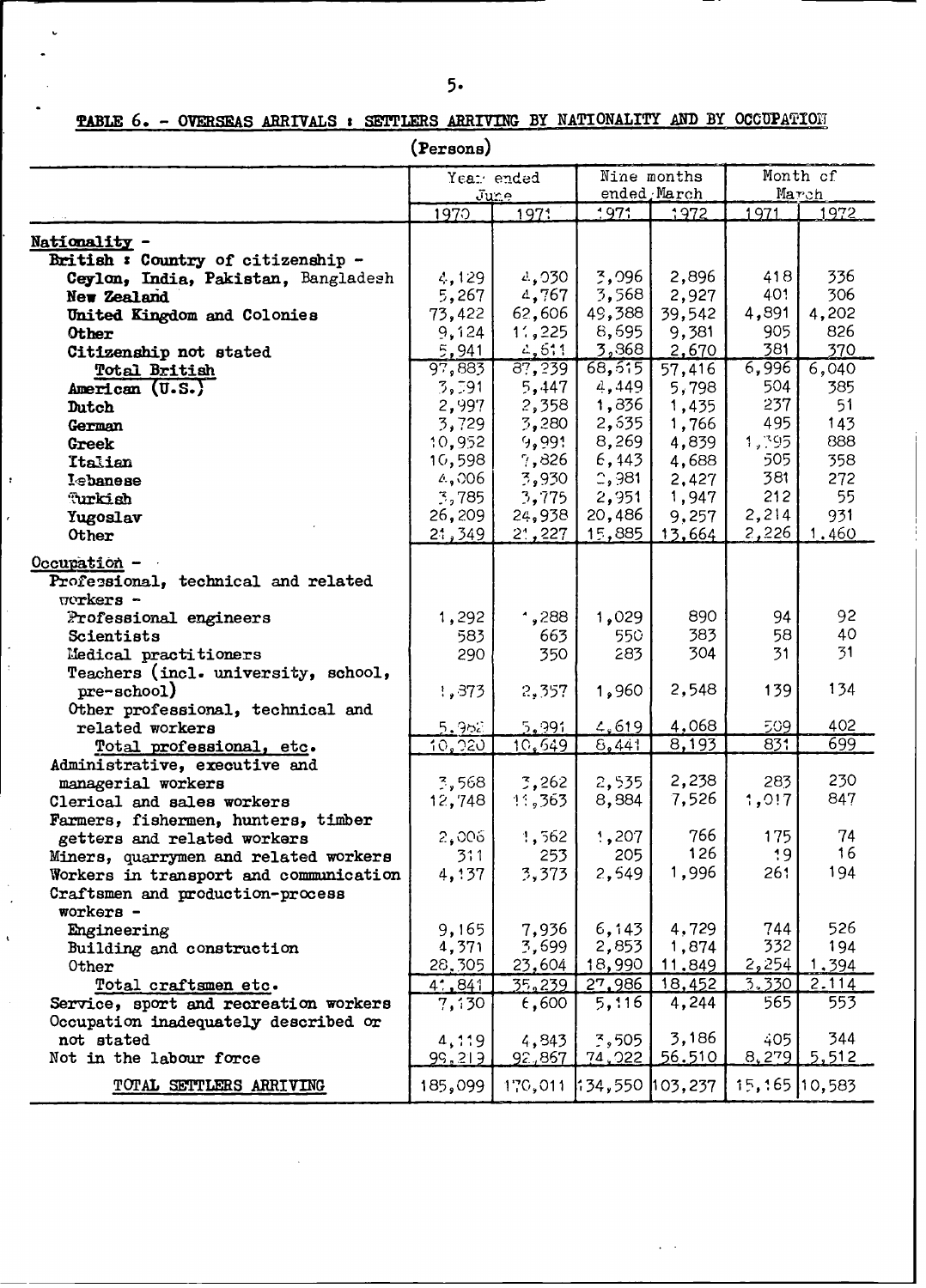## TABLE 6. - OVERSEAS ARRIVALS : SETTLERS ARRIVING BY NATIONALITY AND BY OCCUPATION

(Persons)

| | Year ended June | | Nine months ended March | | Month of March | |
|---|---|---|---|---|---|---|
| | 1970 | 1971 | 1971 | 1972 | 1971 | 1972 |
| **Nationality -** | | | | | | |
| **British : Country of citizenship -** | | | | | | |
| **Ceylon, India, Pakistan, Bangladesh** | 4,129 | 4,030 | 3,096 | 2,896 | 418 | 336 |
| **New Zealand** | 5,267 | 4,767 | 3,568 | 2,927 | 401 | 306 |
| **United Kingdom and Colonies** | 73,422 | 62,606 | 49,388 | 39,542 | 4,891 | 4,202 |
| **Other** | 9,124 | 11,225 | 8,695 | 9,381 | 905 | 826 |
| **Citizenship not stated** | 5,941 | 4,611 | 3,868 | 2,670 | 381 | 370 |
| **Total British** | 97,883 | 87,239 | 68,615 | 57,416 | 6,996 | 6,040 |
| **American (U.S.)** | 3,391 | 5,447 | 4,449 | 5,798 | 504 | 385 |
| **Dutch** | 2,997 | 2,358 | 1,836 | 1,435 | 237 | 51 |
| **German** | 3,729 | 3,280 | 2,635 | 1,766 | 495 | 143 |
| **Greek** | 10,952 | 9,991 | 8,269 | 4,839 | 1,395 | 888 |
| **Italian** | 10,598 | 7,826 | 6,443 | 4,688 | 505 | 358 |
| **Lebanese** | 4,006 | 3,930 | 2,981 | 2,427 | 381 | 272 |
| **Turkish** | 3,785 | 3,775 | 2,951 | 1,947 | 212 | 55 |
| **Yugoslav** | 26,209 | 24,938 | 20,486 | 9,257 | 2,214 | 931 |
| **Other** | 21,349 | 21,227 | 15,885 | 13,664 | 2,226 | 1,460 |
| Occupation - | | | | | | |
| Professional, technical and related workers - | | | | | | |
| Professional engineers | 1,292 | 1,288 | 1,029 | 890 | 94 | 92 |
| Scientists | 583 | 663 | 550 | 383 | 58 | 40 |
| Medical practitioners | 290 | 350 | 283 | 304 | 31 | 31 |
| Teachers (incl. university, school, pre-school) | 1,873 | 2,357 | 1,960 | 2,548 | 139 | 134 |
| Other professional, technical and related workers | 5,982 | 5,991 | 4,619 | 4,068 | 509 | 402 |
| Total professional, etc. | 10,020 | 10,649 | 8,441 | 8,193 | 831 | 699 |
| Administrative, executive and managerial workers | 3,568 | 3,262 | 2,535 | 2,238 | 283 | 230 |
| Clerical and sales workers | 12,748 | 11,363 | 8,884 | 7,526 | 1,017 | 847 |
| Farmers, fishermen, hunters, timber getters and related workers | 2,006 | 1,562 | 1,207 | 766 | 175 | 74 |
| Miners, quarrymen and related workers | 311 | 253 | 205 | 126 | 19 | 16 |
| Workers in transport and communication | 4,137 | 3,373 | 2,549 | 1,996 | 261 | 194 |
| Craftsmen and production-process workers - | | | | | | |
| Engineering | 9,165 | 7,936 | 6,143 | 4,729 | 744 | 526 |
| Building and construction | 4,371 | 3,699 | 2,853 | 1,874 | 332 | 194 |
| Other | 28,305 | 23,604 | 18,990 | 11,849 | 2,254 | 1,394 |
| Total craftsmen etc. | 41,841 | 35,239 | 27,986 | 18,452 | 3,330 | 2,114 |
| Service, sport and recreation workers | 7,130 | 6,600 | 5,116 | 4,244 | 565 | 553 |
| Occupation inadequately described or not stated | 4,119 | 4,843 | 3,505 | 3,186 | 405 | 344 |
| Not in the labour force | 99,219 | 92,867 | 74,022 | 56,510 | 8,279 | 5,512 |
| TOTAL SETTLERS ARRIVING | 185,099 | 170,011 | 134,550 | 103,237 | 15,165 | 10,583 |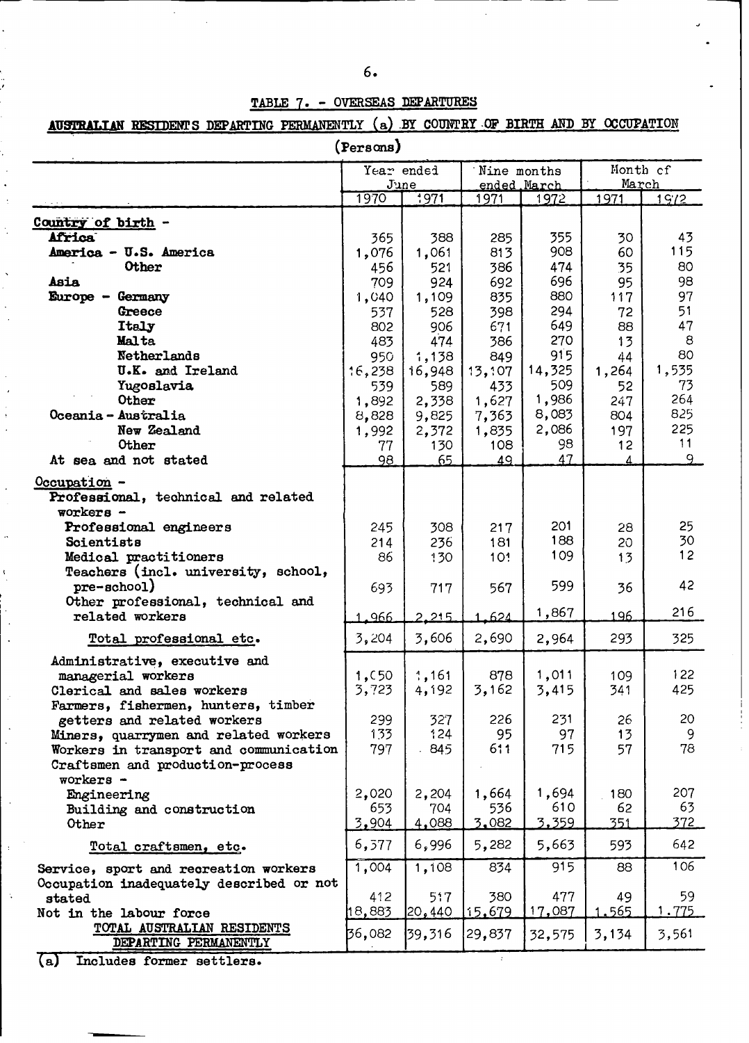## TABLE 7. - OVERSEAS DEPARTURES

### AUSTRALIAN RESIDENTS DEPARTING PERMANENTLY (a) BY COUNTRY OF BIRTH AND BY OCCUPATION

(Persons)

| | Year ended June | | Nine months ended March | | Month of March | |
|---|---|---|---|---|---|---|
| | 1970 | 1971 | 1971 | 1972 | 1971 | 1972 |
| **Country of birth -** | | | | | | |
| **Africa** | 365 | 388 | 285 | 355 | 30 | 43 |
| **America - U.S. America** | 1,076 | 1,061 | 813 | 908 | 60 | 115 |
| **Other** | 456 | 521 | 386 | 474 | 35 | 80 |
| **Asia** | 709 | 924 | 692 | 696 | 95 | 98 |
| **Europe - Germany** | 1,040 | 1,109 | 835 | 880 | 117 | 97 |
| **Greece** | 537 | 528 | 398 | 294 | 72 | 51 |
| **Italy** | 802 | 906 | 671 | 649 | 88 | 47 |
| **Malta** | 483 | 474 | 386 | 270 | 13 | 8 |
| **Netherlands** | 950 | 1,138 | 849 | 915 | 44 | 80 |
| **U.K. and Ireland** | 16,238 | 16,948 | 13,107 | 14,325 | 1,264 | 1,535 |
| **Yugoslavia** | 539 | 589 | 433 | 509 | 52 | 73 |
| **Other** | 1,892 | 2,338 | 1,627 | 1,986 | 247 | 264 |
| Oceania - Australia | 8,828 | 9,825 | 7,363 | 8,083 | 804 | 825 |
| New Zealand | 1,992 | 2,372 | 1,835 | 2,086 | 197 | 225 |
| Other | 77 | 130 | 108 | 98 | 12 | 11 |
| At sea and not stated | 98 | 65 | 49 | 47 | 4 | 9 |
| **Occupation -** | | | | | | |
| **Professional, technical and related workers -** | | | | | | |
| **Professional engineers** | 245 | 308 | 217 | 201 | 28 | 25 |
| **Scientists** | 214 | 236 | 181 | 188 | 20 | 30 |
| **Medical practitioners** | 86 | 130 | 101 | 109 | 13 | 12 |
| **Teachers (incl. university, school, pre-school)** | 693 | 717 | 567 | 599 | 36 | 42 |
| Other professional, technical and related workers | 1,966 | 2,215 | 1,624 | 1,867 | 196 | 216 |
| Total professional etc. | 3,204 | 3,606 | 2,690 | 2,964 | 293 | 325 |
| Administrative, executive and managerial workers | 1,050 | 1,161 | 878 | 1,011 | 109 | 122 |
| Clerical and sales workers | 3,723 | 4,192 | 3,162 | 3,415 | 341 | 425 |
| Farmers, fishermen, hunters, timber getters and related workers | 299 | 327 | 226 | 231 | 26 | 20 |
| Miners, quarrymen and related workers | 133 | 124 | 95 | 97 | 13 | 9 |
| Workers in transport and communication | 797 | 845 | 611 | 715 | 57 | 78 |
| Craftsmen and production-process workers - | | | | | | |
| Engineering | 2,020 | 2,204 | 1,664 | 1,694 | 180 | 207 |
| Building and construction | 653 | 704 | 536 | 610 | 62 | 63 |
| Other | 3,904 | 4,088 | 3,082 | 3,359 | 351 | 372 |
| Total craftsmen, etc. | 6,577 | 6,996 | 5,282 | 5,663 | 593 | 642 |
| Service, sport and recreation workers | 1,004 | 1,108 | 834 | 915 | 88 | 106 |
| Occupation inadequately described or not stated | 412 | 517 | 380 | 477 | 49 | 59 |
| Not in the labour force | 18,883 | 20,440 | 15,679 | 17,087 | 1,565 | 1,775 |
| TOTAL AUSTRALIAN RESIDENTS DEPARTING PERMANENTLY | 36,082 | 39,316 | 29,837 | 32,575 | 3,134 | 3,561 |

(a) Includes former settlers.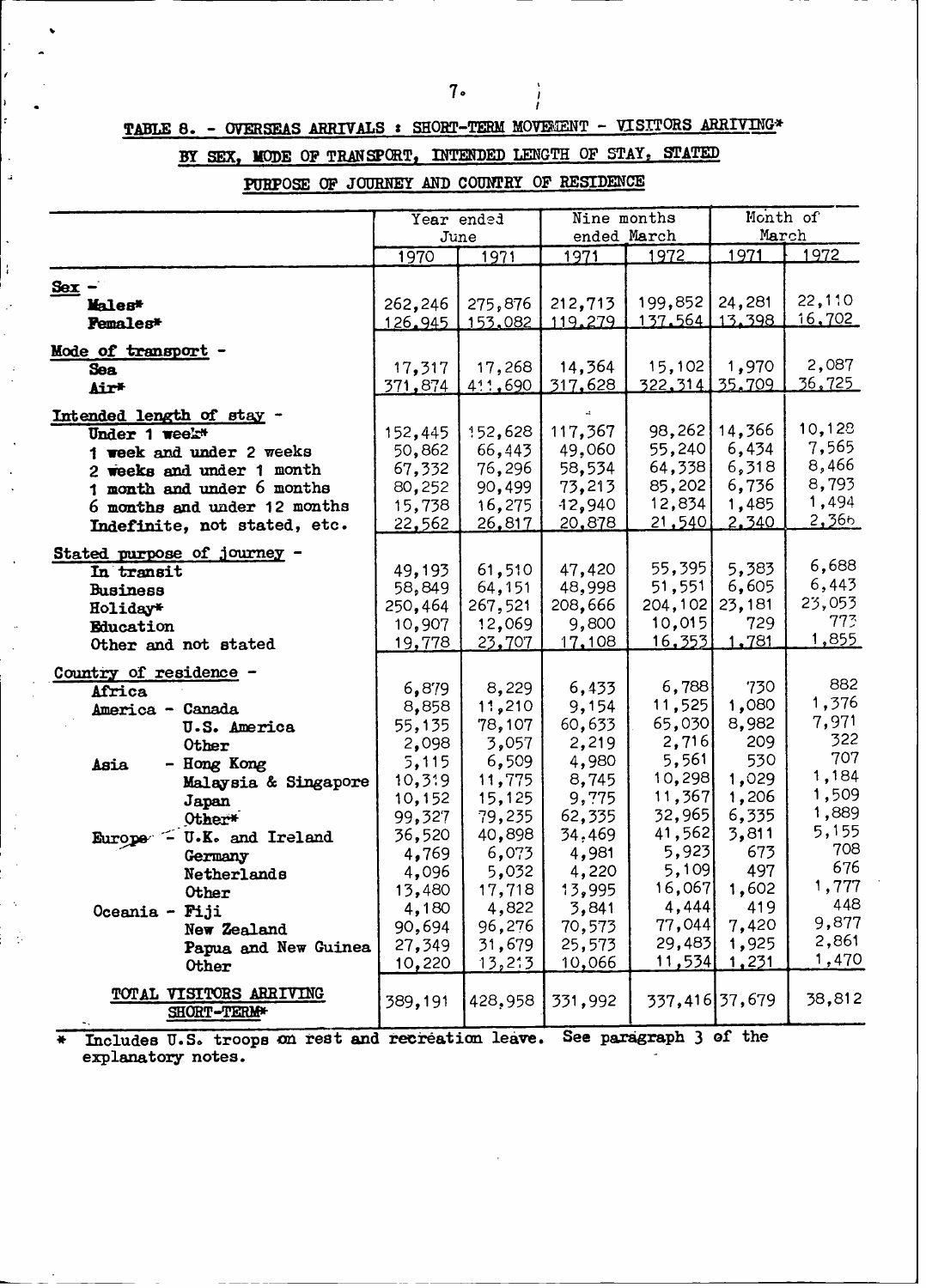## TABLE 8. - OVERSEAS ARRIVALS : SHORT-TERM MOVEMENT - VISITORS ARRIVING*

## BY SEX, MODE OF TRANSPORT, INTENDED LENGTH OF STAY, STATED PURPOSE OF JOURNEY AND COUNTRY OF RESIDENCE

| | Year ended June | | Nine months ended March | | Month of March | |
|---|---|---|---|---|---|---|
| | 1970 | 1971 | 1971 | 1972 | 1971 | 1972 |
| **Sex -** | | | | | | |
| **Males*** | 262,246 | 275,876 | 212,713 | 199,852 | 24,281 | 22,110 |
| **Females*** | 126,945 | 153,082 | 119,279 | 137,564 | 13,398 | 16,702 |
| Mode of transport - | | | | | | |
| **Sea** | 17,317 | 17,268 | 14,364 | 15,102 | 1,970 | 2,087 |
| **Air*** | 371,874 | 411,690 | 317,628 | 322,314 | 35,709 | 36,725 |
| Intended length of stay - | | | | | | |
| Under 1 week* | 152,445 | 152,628 | 117,367 | 98,262 | 14,366 | 10,128 |
| 1 week and under 2 weeks | 50,862 | 66,443 | 49,060 | 55,240 | 6,434 | 7,565 |
| 2 weeks and under 1 month | 67,332 | 76,296 | 58,534 | 64,338 | 6,318 | 8,466 |
| 1 month and under 6 months | 80,252 | 90,499 | 73,213 | 85,202 | 6,736 | 8,793 |
| 6 months and under 12 months | 15,738 | 16,275 | 12,940 | 12,834 | 1,485 | 1,494 |
| Indefinite, not stated, etc. | 22,562 | 26,817 | 20,878 | 21,540 | 2,340 | 2,366 |
| Stated purpose of journey - | | | | | | |
| In transit | 49,193 | 61,510 | 47,420 | 55,395 | 5,383 | 6,688 |
| Business | 58,849 | 64,151 | 48,998 | 51,551 | 6,605 | 6,443 |
| Holiday* | 250,464 | 267,521 | 208,666 | 204,102 | 23,181 | 23,053 |
| Education | 10,907 | 12,069 | 9,800 | 10,015 | 729 | 773 |
| Other and not stated | 19,778 | 23,707 | 17,108 | 16,353 | 1,781 | 1,855 |
| Country of residence - | | | | | | |
| Africa | 6,879 | 8,229 | 6,433 | 6,788 | 730 | 882 |
| America - Canada | 8,858 | 11,210 | 9,154 | 11,525 | 1,080 | 1,376 |
| U.S. America | 55,135 | 78,107 | 60,633 | 65,030 | 8,982 | 7,971 |
| Other | 2,098 | 3,057 | 2,219 | 2,716 | 209 | 322 |
| Asia - Hong Kong | 5,115 | 6,509 | 4,980 | 5,561 | 530 | 707 |
| Malaysia & Singapore | 10,319 | 11,775 | 8,745 | 10,298 | 1,029 | 1,184 |
| Japan | 10,152 | 15,125 | 9,775 | 11,367 | 1,206 | 1,509 |
| Other* | 99,327 | 79,235 | 62,335 | 32,965 | 6,335 | 1,889 |
| Europe - U.K. and Ireland | 36,520 | 40,898 | 34,469 | 41,562 | 3,811 | 5,155 |
| Germany | 4,769 | 6,073 | 4,981 | 5,923 | 673 | 708 |
| Netherlands | 4,096 | 5,032 | 4,220 | 5,109 | 497 | 676 |
| Other | 13,480 | 17,718 | 13,995 | 16,067 | 1,602 | 1,777 |
| Oceania - Fiji | 4,180 | 4,822 | 3,841 | 4,444 | 419 | 448 |
| New Zealand | 90,694 | 96,276 | 70,573 | 77,044 | 7,420 | 9,877 |
| Papua and New Guinea | 27,349 | 31,679 | 25,573 | 29,483 | 1,925 | 2,861 |
| Other | 10,220 | 13,213 | 10,066 | 11,534 | 1,231 | 1,470 |
| TOTAL VISITORS ARRIVING SHORT-TERM* | 389,191 | 428,958 | 331,992 | 337,416 | 37,679 | 38,812 |

\* Includes U.S. troops on rest and recreation leave. See paragraph 3 of the explanatory notes.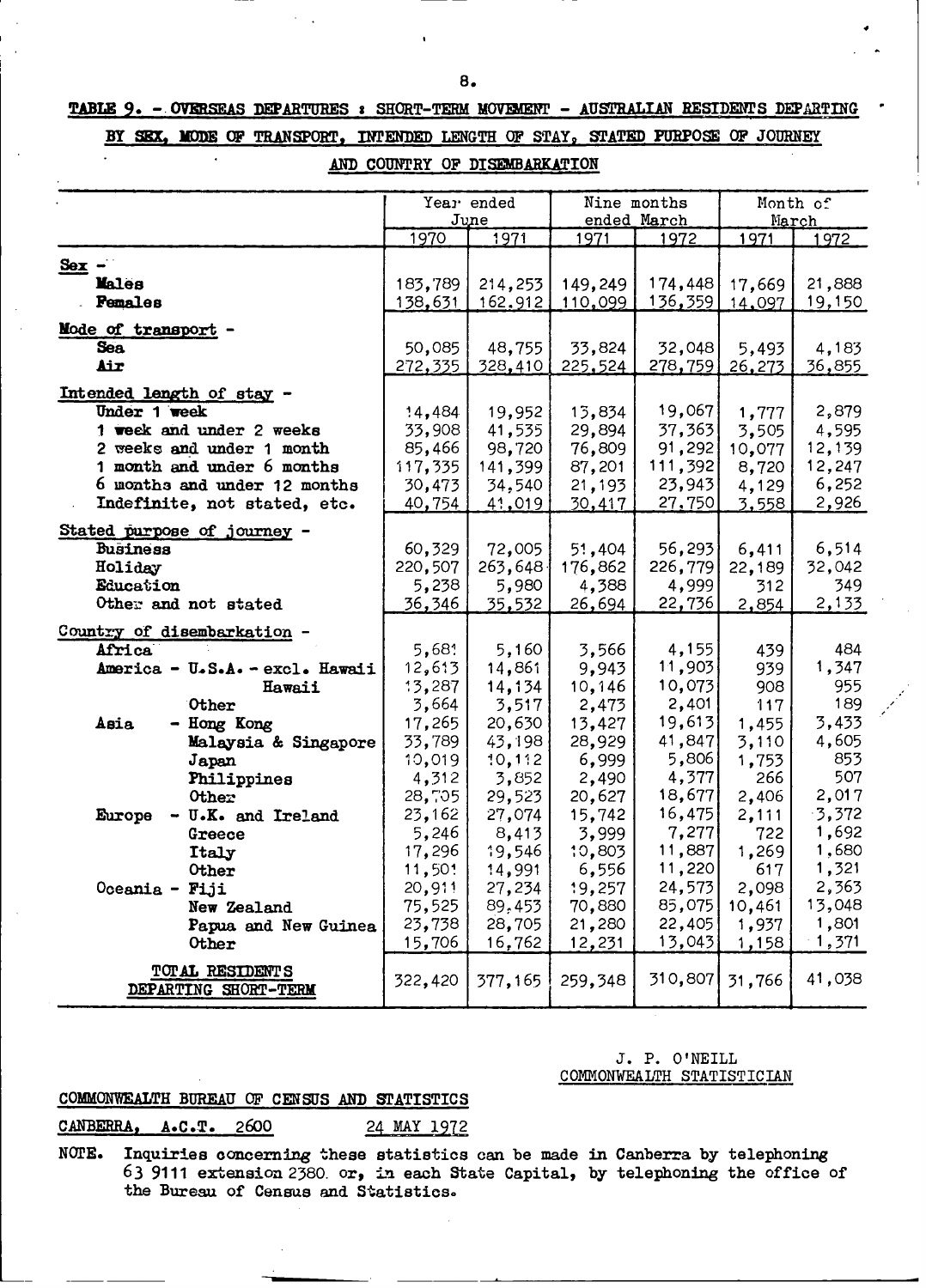**TABLE 9. - OVERSEAS DEPARTURES : SHORT-TERM MOVEMENT - AUSTRALIAN RESIDENTS DEPARTING BY SEX, MODE OF TRANSPORT, INTENDED LENGTH OF STAY, STATED PURPOSE OF JOURNEY AND COUNTRY OF DISEMBARKATION**

| | Year ended June | | Nine months ended March | | Month of March | |
|---|---|---|---|---|---|---|
| | 1970 | 1971 | 1971 | 1972 | 1971 | 1972 |
| **Sex -** | | | | | | |
| **Males** | 183,789 | 214,253 | 149,249 | 174,448 | 17,669 | 21,888 |
| **Females** | 138,631 | 162,912 | 110,099 | 136,359 | 14,097 | 19,150 |
| **Mode of transport -** | | | | | | |
| **Sea** | 50,085 | 48,755 | 33,824 | 32,048 | 5,493 | 4,183 |
| **Air** | 272,335 | 328,410 | 225,524 | 278,759 | 26,273 | 36,855 |
| **Intended length of stay -** | | | | | | |
| Under 1 week | 14,484 | 19,952 | 13,834 | 19,067 | 1,777 | 2,879 |
| 1 week and under 2 weeks | 33,908 | 41,535 | 29,894 | 37,363 | 3,505 | 4,595 |
| 2 weeks and under 1 month | 85,466 | 98,720 | 76,809 | 91,292 | 10,077 | 12,139 |
| 1 month and under 6 months | 117,335 | 141,399 | 87,201 | 111,392 | 8,720 | 12,247 |
| 6 months and under 12 months | 30,473 | 34,540 | 21,193 | 23,943 | 4,129 | 6,252 |
| Indefinite, not stated, etc. | 40,754 | 41,019 | 30,417 | 27,750 | 3,558 | 2,926 |
| **Stated purpose of journey -** | | | | | | |
| Business | 60,329 | 72,005 | 51,404 | 56,293 | 6,411 | 6,514 |
| Holiday | 220,507 | 263,648 | 176,862 | 226,779 | 22,189 | 32,042 |
| Education | 5,238 | 5,980 | 4,388 | 4,999 | 312 | 349 |
| Other and not stated | 36,346 | 35,532 | 26,694 | 22,736 | 2,854 | 2,133 |
| **Country of disembarkation -** | | | | | | |
| Africa | 5,681 | 5,160 | 3,566 | 4,155 | 439 | 484 |
| America - U.S.A. - excl. Hawaii | 12,613 | 14,861 | 9,943 | 11,903 | 939 | 1,347 |
| Hawaii | 13,287 | 14,134 | 10,146 | 10,073 | 908 | 955 |
| Other | 3,664 | 3,517 | 2,473 | 2,401 | 117 | 189 |
| Asia - Hong Kong | 17,265 | 20,630 | 13,427 | 19,613 | 1,455 | 3,433 |
| Malaysia & Singapore | 33,789 | 43,198 | 28,929 | 41,847 | 3,110 | 4,605 |
| Japan | 10,019 | 10,112 | 6,999 | 5,806 | 1,753 | 853 |
| Philippines | 4,312 | 3,852 | 2,490 | 4,377 | 266 | 507 |
| Other | 28,705 | 29,523 | 20,627 | 18,677 | 2,406 | 2,017 |
| Europe - U.K. and Ireland | 23,162 | 27,074 | 15,742 | 16,475 | 2,111 | 3,372 |
| Greece | 5,246 | 8,413 | 3,999 | 7,277 | 722 | 1,692 |
| Italy | 17,296 | 19,546 | 10,803 | 11,887 | 1,269 | 1,680 |
| Other | 11,501 | 14,991 | 6,556 | 11,220 | 617 | 1,321 |
| Oceania - Fiji | 20,911 | 27,234 | 19,257 | 24,573 | 2,098 | 2,363 |
| New Zealand | 75,525 | 89,453 | 70,880 | 85,075 | 10,461 | 13,048 |
| Papua and New Guinea | 23,738 | 28,705 | 21,280 | 22,405 | 1,937 | 1,801 |
| Other | 15,706 | 16,762 | 12,231 | 13,043 | 1,158 | 1,371 |
| TOTAL RESIDENTS DEPARTING SHORT-TERM | 322,420 | 377,165 | 259,348 | 310,807 | 31,766 | 41,038 |

J. P. O'NEILL
COMMONWEALTH STATISTICIAN

COMMONWEALTH BUREAU OF CENSUS AND STATISTICS

CANBERRA, A.C.T. 2600 &emsp; 24 MAY 1972

NOTE. Inquiries concerning these statistics can be made in Canberra by telephoning 63 9111 extension 2380 or, in each State Capital, by telephoning the office of the Bureau of Census and Statistics.